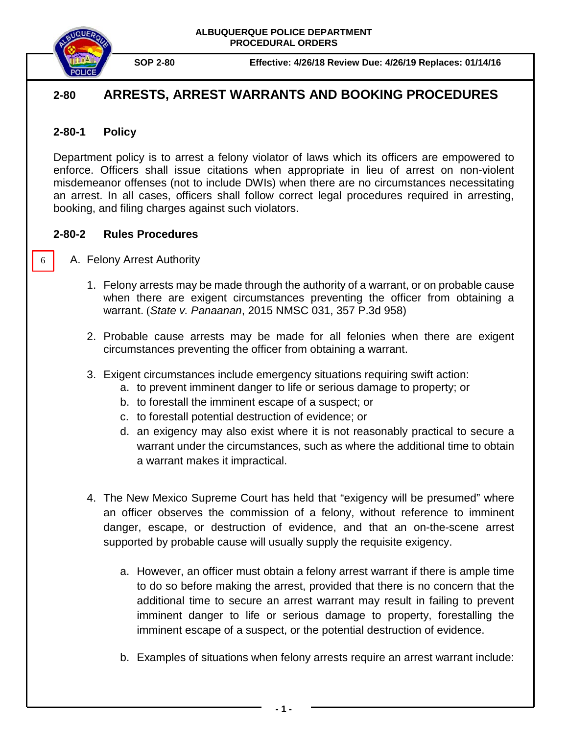ALBUQUERQUE POLICE DEPARTMENT
PROCEDURAL ORDERS

**SOP 2-80** **Effective: 4/26/18 Review Due: 4/26/19 Replaces: 01/14/16**

# 2-80 ARRESTS, ARREST WARRANTS AND BOOKING PROCEDURES

## 2-80-1 Policy

Department policy is to arrest a felony violator of laws which its officers are empowered to enforce. Officers shall issue citations when appropriate in lieu of arrest on non-violent misdemeanor offenses (not to include DWIs) when there are no circumstances necessitating an arrest. In all cases, officers shall follow correct legal procedures required in arresting, booking, and filing charges against such violators.

## 2-80-2 Rules Procedures

6

A. Felony Arrest Authority

1. Felony arrests may be made through the authority of a warrant, or on probable cause when there are exigent circumstances preventing the officer from obtaining a warrant. (*State v. Panaanan*, 2015 NMSC 031, 357 P.3d 958)

2. Probable cause arrests may be made for all felonies when there are exigent circumstances preventing the officer from obtaining a warrant.

3. Exigent circumstances include emergency situations requiring swift action:
   a. to prevent imminent danger to life or serious damage to property; or
   b. to forestall the imminent escape of a suspect; or
   c. to forestall potential destruction of evidence; or
   d. an exigency may also exist where it is not reasonably practical to secure a warrant under the circumstances, such as where the additional time to obtain a warrant makes it impractical.

4. The New Mexico Supreme Court has held that "exigency will be presumed" where an officer observes the commission of a felony, without reference to imminent danger, escape, or destruction of evidence, and that an on-the-scene arrest supported by probable cause will usually supply the requisite exigency.

   a. However, an officer must obtain a felony arrest warrant if there is ample time to do so before making the arrest, provided that there is no concern that the additional time to secure an arrest warrant may result in failing to prevent imminent danger to life or serious damage to property, forestalling the imminent escape of a suspect, or the potential destruction of evidence.

   b. Examples of situations when felony arrests require an arrest warrant include: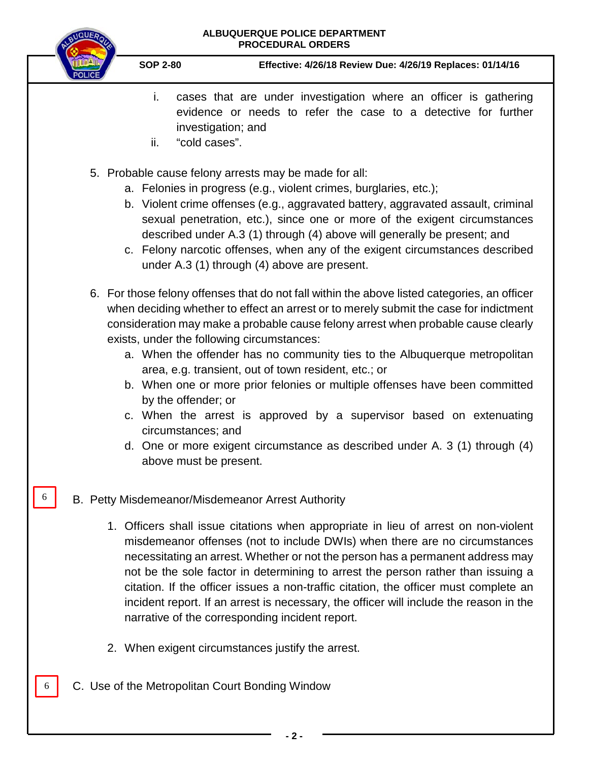i. cases that are under investigation where an officer is gathering evidence or needs to refer the case to a detective for further investigation; and

ii. "cold cases".

5. Probable cause felony arrests may be made for all:
   a. Felonies in progress (e.g., violent crimes, burglaries, etc.);
   b. Violent crime offenses (e.g., aggravated battery, aggravated assault, criminal sexual penetration, etc.), since one or more of the exigent circumstances described under A.3 (1) through (4) above will generally be present; and
   c. Felony narcotic offenses, when any of the exigent circumstances described under A.3 (1) through (4) above are present.

6. For those felony offenses that do not fall within the above listed categories, an officer when deciding whether to effect an arrest or to merely submit the case for indictment consideration may make a probable cause felony arrest when probable cause clearly exists, under the following circumstances:
   a. When the offender has no community ties to the Albuquerque metropolitan area, e.g. transient, out of town resident, etc.; or
   b. When one or more prior felonies or multiple offenses have been committed by the offender; or
   c. When the arrest is approved by a supervisor based on extenuating circumstances; and
   d. One or more exigent circumstance as described under A. 3 (1) through (4) above must be present.

6

B. Petty Misdemeanor/Misdemeanor Arrest Authority

1. Officers shall issue citations when appropriate in lieu of arrest on non-violent misdemeanor offenses (not to include DWIs) when there are no circumstances necessitating an arrest. Whether or not the person has a permanent address may not be the sole factor in determining to arrest the person rather than issuing a citation. If the officer issues a non-traffic citation, the officer must complete an incident report. If an arrest is necessary, the officer will include the reason in the narrative of the corresponding incident report.

2. When exigent circumstances justify the arrest.

6

C. Use of the Metropolitan Court Bonding Window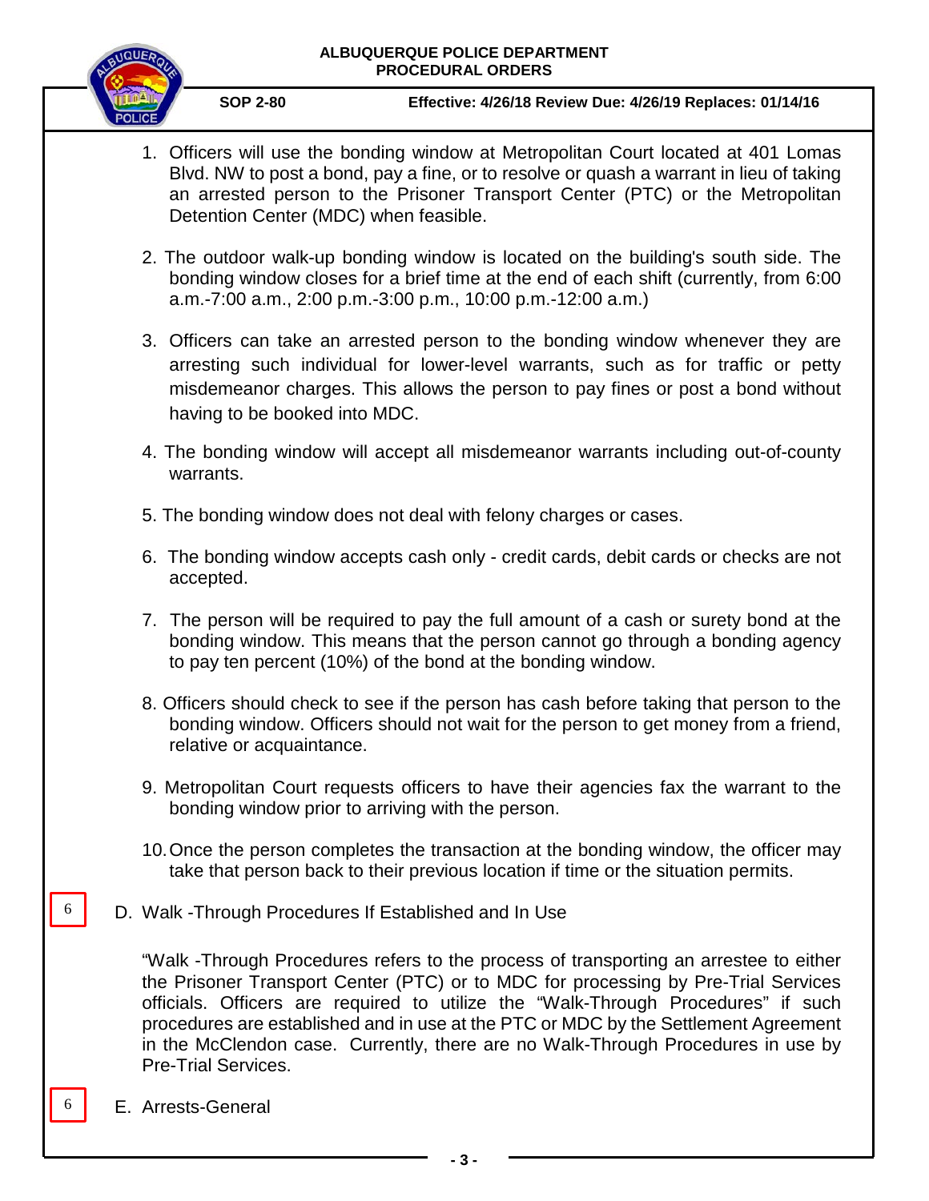1. Officers will use the bonding window at Metropolitan Court located at 401 Lomas Blvd. NW to post a bond, pay a fine, or to resolve or quash a warrant in lieu of taking an arrested person to the Prisoner Transport Center (PTC) or the Metropolitan Detention Center (MDC) when feasible.

2. The outdoor walk-up bonding window is located on the building's south side. The bonding window closes for a brief time at the end of each shift (currently, from 6:00 a.m.-7:00 a.m., 2:00 p.m.-3:00 p.m., 10:00 p.m.-12:00 a.m.)

3. Officers can take an arrested person to the bonding window whenever they are arresting such individual for lower-level warrants, such as for traffic or petty misdemeanor charges. This allows the person to pay fines or post a bond without having to be booked into MDC.

4. The bonding window will accept all misdemeanor warrants including out-of-county warrants.

5. The bonding window does not deal with felony charges or cases.

6. The bonding window accepts cash only - credit cards, debit cards or checks are not accepted.

7. The person will be required to pay the full amount of a cash or surety bond at the bonding window. This means that the person cannot go through a bonding agency to pay ten percent (10%) of the bond at the bonding window.

8. Officers should check to see if the person has cash before taking that person to the bonding window. Officers should not wait for the person to get money from a friend, relative or acquaintance.

9. Metropolitan Court requests officers to have their agencies fax the warrant to the bonding window prior to arriving with the person.

10. Once the person completes the transaction at the bonding window, the officer may take that person back to their previous location if time or the situation permits.

6

D. Walk -Through Procedures If Established and In Use

"Walk -Through Procedures refers to the process of transporting an arrestee to either the Prisoner Transport Center (PTC) or to MDC for processing by Pre-Trial Services officials. Officers are required to utilize the "Walk-Through Procedures" if such procedures are established and in use at the PTC or MDC by the Settlement Agreement in the McClendon case. Currently, there are no Walk-Through Procedures in use by Pre-Trial Services.

6

E. Arrests-General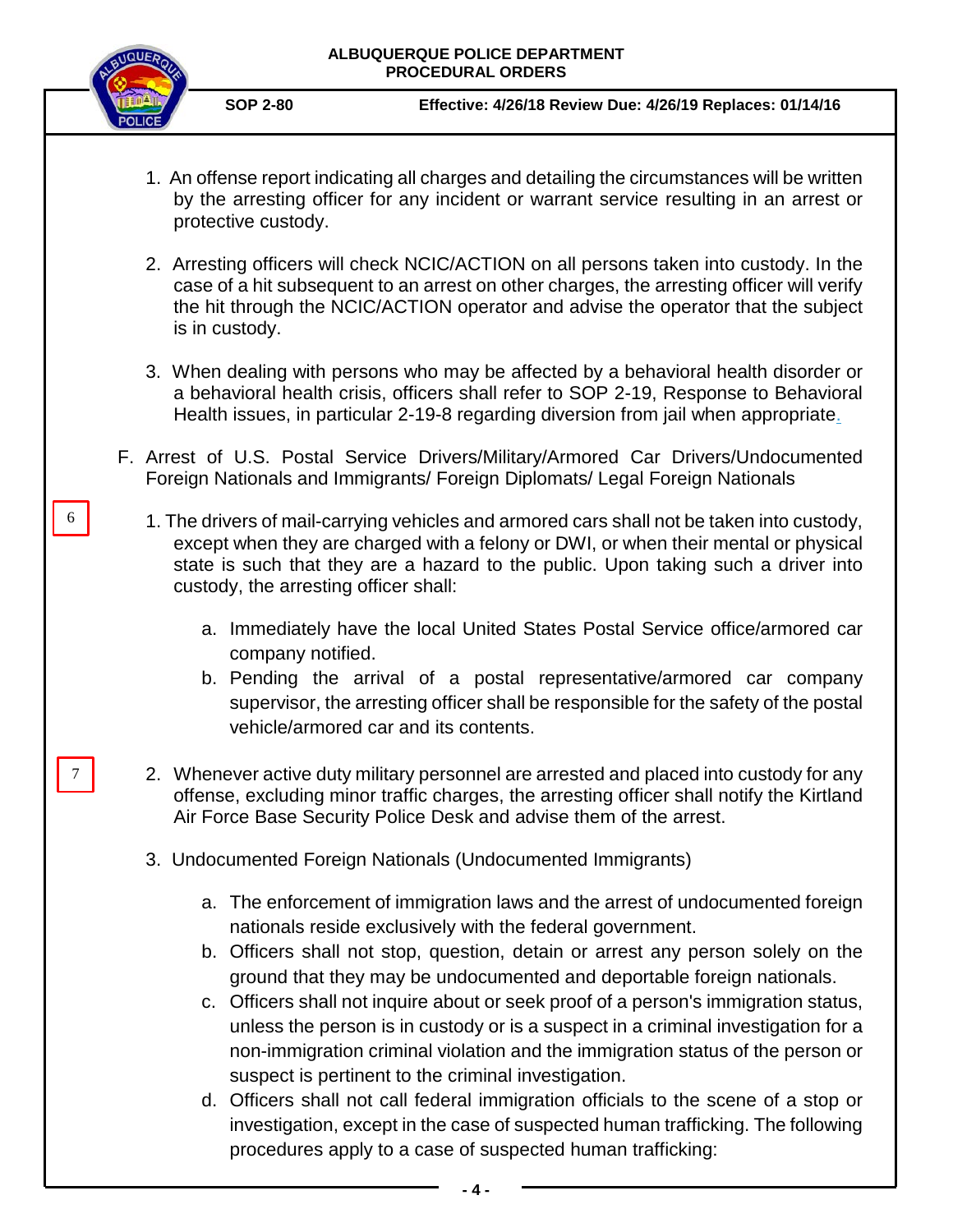1. An offense report indicating all charges and detailing the circumstances will be written by the arresting officer for any incident or warrant service resulting in an arrest or protective custody.

2. Arresting officers will check NCIC/ACTION on all persons taken into custody. In the case of a hit subsequent to an arrest on other charges, the arresting officer will verify the hit through the NCIC/ACTION operator and advise the operator that the subject is in custody.

3. When dealing with persons who may be affected by a behavioral health disorder or a behavioral health crisis, officers shall refer to SOP 2-19, Response to Behavioral Health issues, in particular 2-19-8 regarding diversion from jail when appropriate.

F. Arrest of U.S. Postal Service Drivers/Military/Armored Car Drivers/Undocumented Foreign Nationals and Immigrants/ Foreign Diplomats/ Legal Foreign Nationals

6

1. The drivers of mail-carrying vehicles and armored cars shall not be taken into custody, except when they are charged with a felony or DWI, or when their mental or physical state is such that they are a hazard to the public. Upon taking such a driver into custody, the arresting officer shall:

   a. Immediately have the local United States Postal Service office/armored car company notified.
   b. Pending the arrival of a postal representative/armored car company supervisor, the arresting officer shall be responsible for the safety of the postal vehicle/armored car and its contents.

7

2. Whenever active duty military personnel are arrested and placed into custody for any offense, excluding minor traffic charges, the arresting officer shall notify the Kirtland Air Force Base Security Police Desk and advise them of the arrest.

3. Undocumented Foreign Nationals (Undocumented Immigrants)

   a. The enforcement of immigration laws and the arrest of undocumented foreign nationals reside exclusively with the federal government.
   b. Officers shall not stop, question, detain or arrest any person solely on the ground that they may be undocumented and deportable foreign nationals.
   c. Officers shall not inquire about or seek proof of a person's immigration status, unless the person is in custody or is a suspect in a criminal investigation for a non-immigration criminal violation and the immigration status of the person or suspect is pertinent to the criminal investigation.
   d. Officers shall not call federal immigration officials to the scene of a stop or investigation, except in the case of suspected human trafficking. The following procedures apply to a case of suspected human trafficking: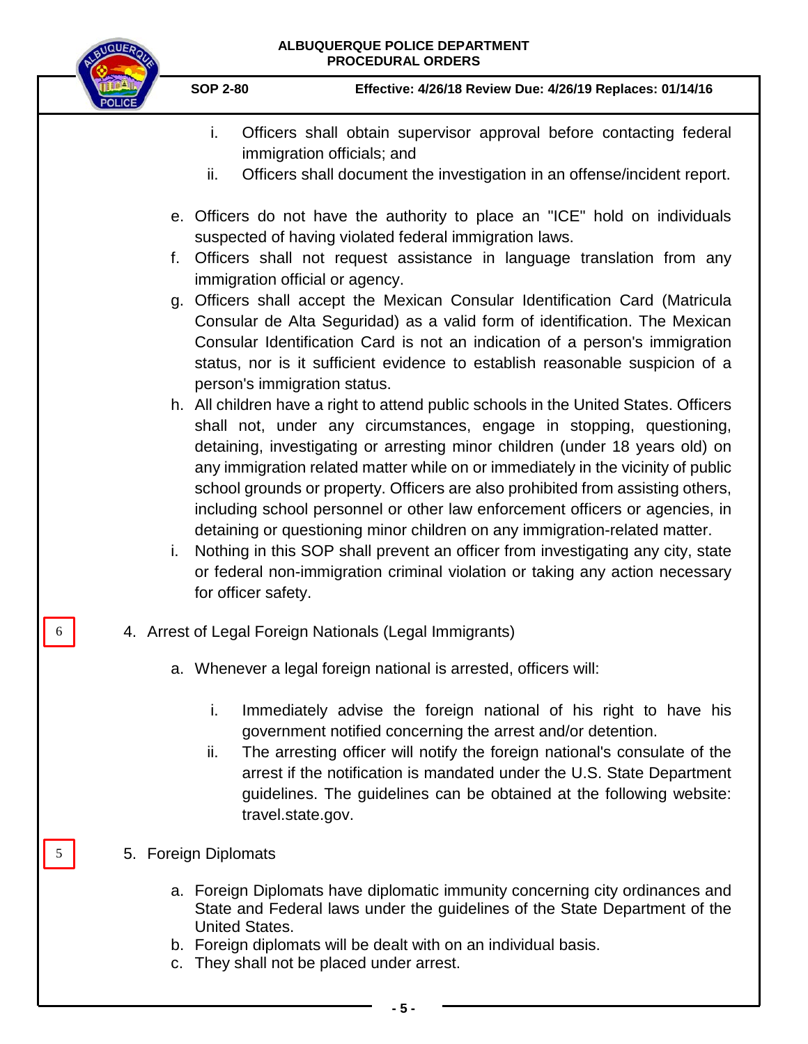i. Officers shall obtain supervisor approval before contacting federal immigration officials; and
ii. Officers shall document the investigation in an offense/incident report.

e. Officers do not have the authority to place an "ICE" hold on individuals suspected of having violated federal immigration laws.
f. Officers shall not request assistance in language translation from any immigration official or agency.
g. Officers shall accept the Mexican Consular Identification Card (Matricula Consular de Alta Seguridad) as a valid form of identification. The Mexican Consular Identification Card is not an indication of a person's immigration status, nor is it sufficient evidence to establish reasonable suspicion of a person's immigration status.
h. All children have a right to attend public schools in the United States. Officers shall not, under any circumstances, engage in stopping, questioning, detaining, investigating or arresting minor children (under 18 years old) on any immigration related matter while on or immediately in the vicinity of public school grounds or property. Officers are also prohibited from assisting others, including school personnel or other law enforcement officers or agencies, in detaining or questioning minor children on any immigration-related matter.
i. Nothing in this SOP shall prevent an officer from investigating any city, state or federal non-immigration criminal violation or taking any action necessary for officer safety.

6

4. Arrest of Legal Foreign Nationals (Legal Immigrants)

a. Whenever a legal foreign national is arrested, officers will:

i. Immediately advise the foreign national of his right to have his government notified concerning the arrest and/or detention.
ii. The arresting officer will notify the foreign national's consulate of the arrest if the notification is mandated under the U.S. State Department guidelines. The guidelines can be obtained at the following website: travel.state.gov.

5

5. Foreign Diplomats

a. Foreign Diplomats have diplomatic immunity concerning city ordinances and State and Federal laws under the guidelines of the State Department of the United States.
b. Foreign diplomats will be dealt with on an individual basis.
c. They shall not be placed under arrest.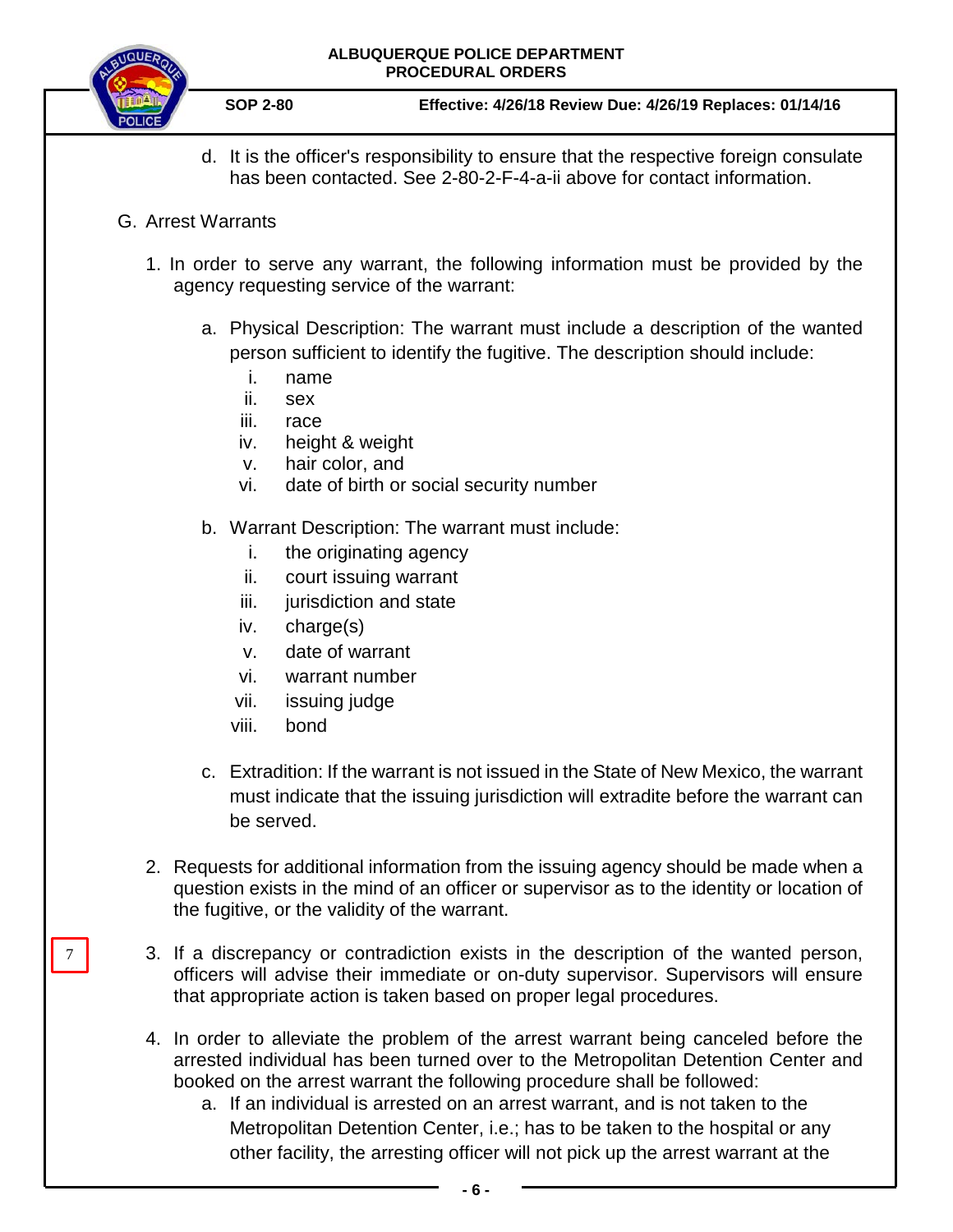d. It is the officer's responsibility to ensure that the respective foreign consulate has been contacted. See 2-80-2-F-4-a-ii above for contact information.

G. Arrest Warrants

1. In order to serve any warrant, the following information must be provided by the agency requesting service of the warrant:

   a. Physical Description: The warrant must include a description of the wanted person sufficient to identify the fugitive. The description should include:
      - i. name
      - ii. sex
      - iii. race
      - iv. height & weight
      - v. hair color, and
      - vi. date of birth or social security number

   b. Warrant Description: The warrant must include:
      - i. the originating agency
      - ii. court issuing warrant
      - iii. jurisdiction and state
      - iv. charge(s)
      - v. date of warrant
      - vi. warrant number
      - vii. issuing judge
      - viii. bond

   c. Extradition: If the warrant is not issued in the State of New Mexico, the warrant must indicate that the issuing jurisdiction will extradite before the warrant can be served.

2. Requests for additional information from the issuing agency should be made when a question exists in the mind of an officer or supervisor as to the identity or location of the fugitive, or the validity of the warrant.

7

3. If a discrepancy or contradiction exists in the description of the wanted person, officers will advise their immediate or on-duty supervisor. Supervisors will ensure that appropriate action is taken based on proper legal procedures.

4. In order to alleviate the problem of the arrest warrant being canceled before the arrested individual has been turned over to the Metropolitan Detention Center and booked on the arrest warrant the following procedure shall be followed:

   a. If an individual is arrested on an arrest warrant, and is not taken to the Metropolitan Detention Center, i.e.; has to be taken to the hospital or any other facility, the arresting officer will not pick up the arrest warrant at the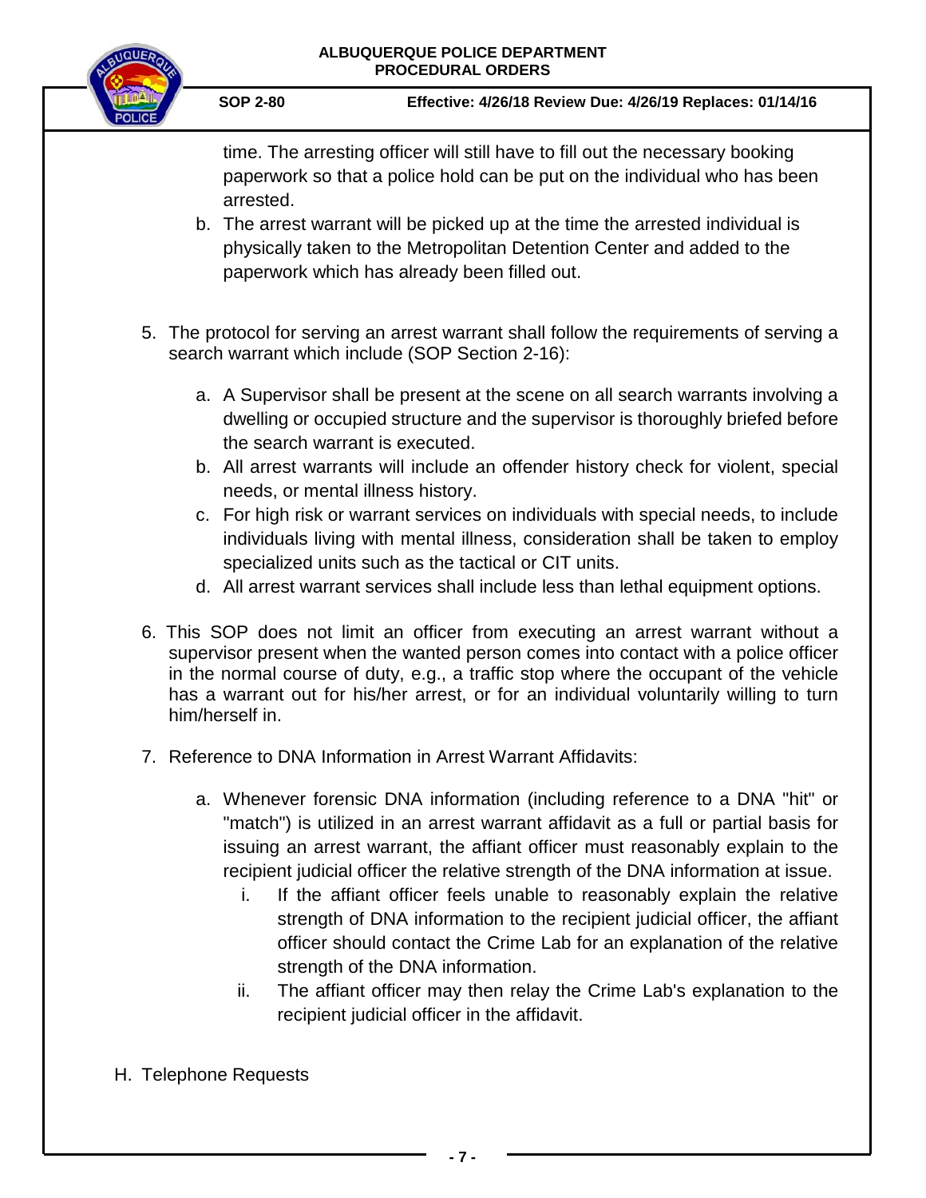time. The arresting officer will still have to fill out the necessary booking paperwork so that a police hold can be put on the individual who has been arrested.

   b. The arrest warrant will be picked up at the time the arrested individual is physically taken to the Metropolitan Detention Center and added to the paperwork which has already been filled out.

5. The protocol for serving an arrest warrant shall follow the requirements of serving a search warrant which include (SOP Section 2-16):

   a. A Supervisor shall be present at the scene on all search warrants involving a dwelling or occupied structure and the supervisor is thoroughly briefed before the search warrant is executed.
   b. All arrest warrants will include an offender history check for violent, special needs, or mental illness history.
   c. For high risk or warrant services on individuals with special needs, to include individuals living with mental illness, consideration shall be taken to employ specialized units such as the tactical or CIT units.
   d. All arrest warrant services shall include less than lethal equipment options.

6. This SOP does not limit an officer from executing an arrest warrant without a supervisor present when the wanted person comes into contact with a police officer in the normal course of duty, e.g., a traffic stop where the occupant of the vehicle has a warrant out for his/her arrest, or for an individual voluntarily willing to turn him/herself in.

7. Reference to DNA Information in Arrest Warrant Affidavits:

   a. Whenever forensic DNA information (including reference to a DNA "hit" or "match") is utilized in an arrest warrant affidavit as a full or partial basis for issuing an arrest warrant, the affiant officer must reasonably explain to the recipient judicial officer the relative strength of the DNA information at issue.
      i. If the affiant officer feels unable to reasonably explain the relative strength of DNA information to the recipient judicial officer, the affiant officer should contact the Crime Lab for an explanation of the relative strength of the DNA information.
      ii. The affiant officer may then relay the Crime Lab's explanation to the recipient judicial officer in the affidavit.

H. Telephone Requests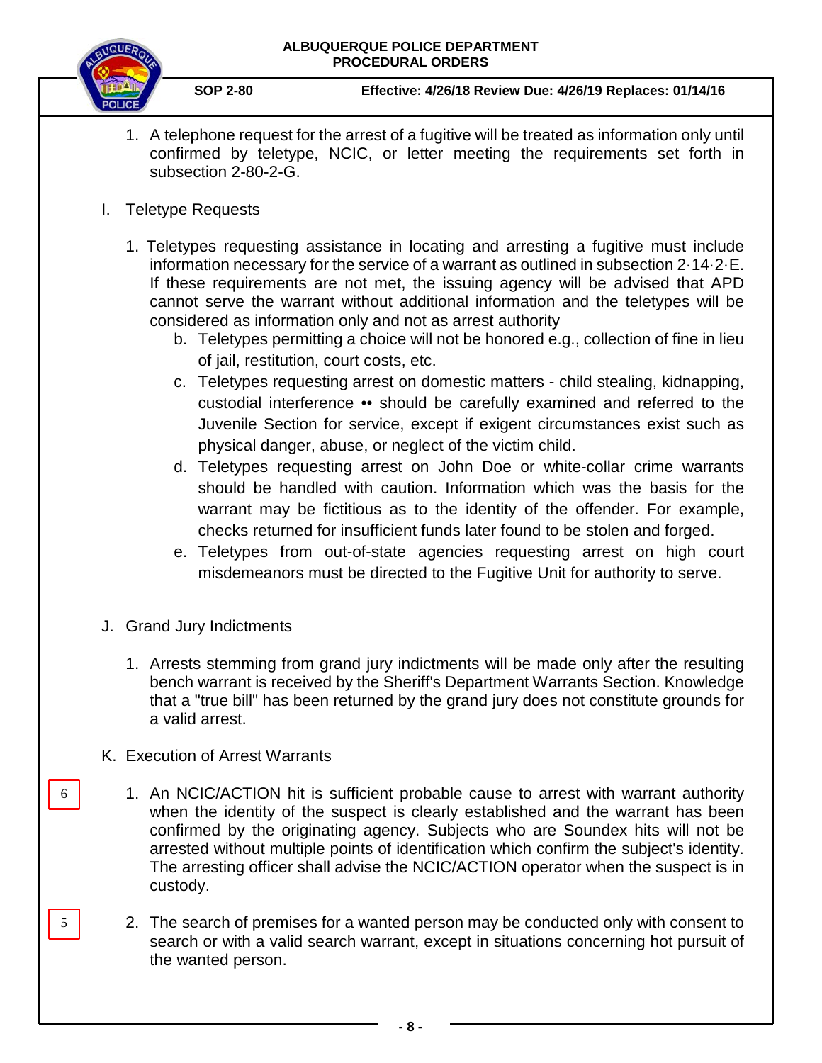1. A telephone request for the arrest of a fugitive will be treated as information only until confirmed by teletype, NCIC, or letter meeting the requirements set forth in subsection 2-80-2-G.

I. Teletype Requests

1. Teletypes requesting assistance in locating and arresting a fugitive must include information necessary for the service of a warrant as outlined in subsection 2·14·2·E. If these requirements are not met, the issuing agency will be advised that APD cannot serve the warrant without additional information and the teletypes will be considered as information only and not as arrest authority
   b. Teletypes permitting a choice will not be honored e.g., collection of fine in lieu of jail, restitution, court costs, etc.
   c. Teletypes requesting arrest on domestic matters - child stealing, kidnapping, custodial interference •• should be carefully examined and referred to the Juvenile Section for service, except if exigent circumstances exist such as physical danger, abuse, or neglect of the victim child.
   d. Teletypes requesting arrest on John Doe or white-collar crime warrants should be handled with caution. Information which was the basis for the warrant may be fictitious as to the identity of the offender. For example, checks returned for insufficient funds later found to be stolen and forged.
   e. Teletypes from out-of-state agencies requesting arrest on high court misdemeanors must be directed to the Fugitive Unit for authority to serve.

J. Grand Jury Indictments

1. Arrests stemming from grand jury indictments will be made only after the resulting bench warrant is received by the Sheriff's Department Warrants Section. Knowledge that a "true bill" has been returned by the grand jury does not constitute grounds for a valid arrest.

K. Execution of Arrest Warrants

6

1. An NCIC/ACTION hit is sufficient probable cause to arrest with warrant authority when the identity of the suspect is clearly established and the warrant has been confirmed by the originating agency. Subjects who are Soundex hits will not be arrested without multiple points of identification which confirm the subject's identity. The arresting officer shall advise the NCIC/ACTION operator when the suspect is in custody.

5

2. The search of premises for a wanted person may be conducted only with consent to search or with a valid search warrant, except in situations concerning hot pursuit of the wanted person.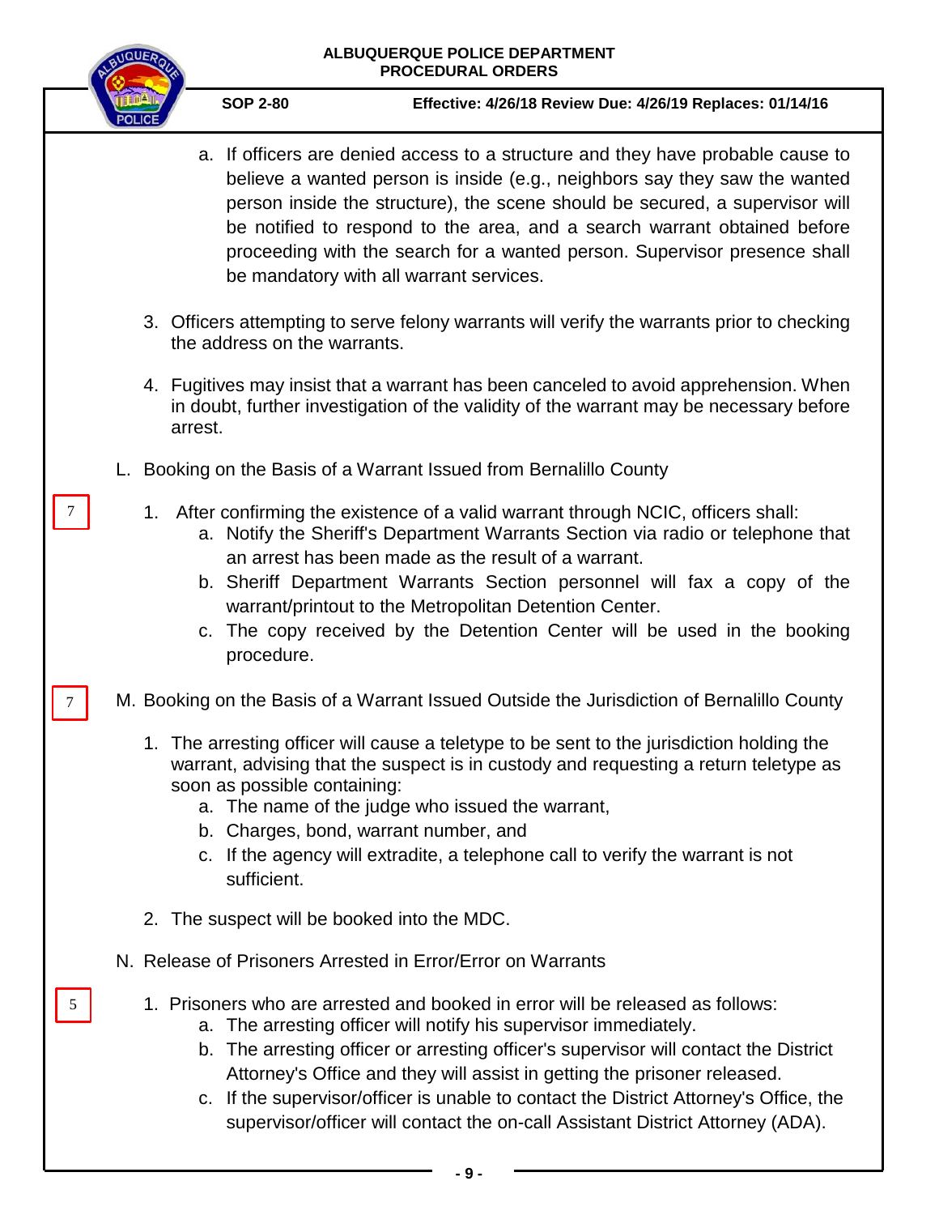a. If officers are denied access to a structure and they have probable cause to believe a wanted person is inside (e.g., neighbors say they saw the wanted person inside the structure), the scene should be secured, a supervisor will be notified to respond to the area, and a search warrant obtained before proceeding with the search for a wanted person. Supervisor presence shall be mandatory with all warrant services.

3. Officers attempting to serve felony warrants will verify the warrants prior to checking the address on the warrants.

4. Fugitives may insist that a warrant has been canceled to avoid apprehension. When in doubt, further investigation of the validity of the warrant may be necessary before arrest.

L. Booking on the Basis of a Warrant Issued from Bernalillo County

7

1. After confirming the existence of a valid warrant through NCIC, officers shall:
   a. Notify the Sheriff's Department Warrants Section via radio or telephone that an arrest has been made as the result of a warrant.
   b. Sheriff Department Warrants Section personnel will fax a copy of the warrant/printout to the Metropolitan Detention Center.
   c. The copy received by the Detention Center will be used in the booking procedure.

7

M. Booking on the Basis of a Warrant Issued Outside the Jurisdiction of Bernalillo County

1. The arresting officer will cause a teletype to be sent to the jurisdiction holding the warrant, advising that the suspect is in custody and requesting a return teletype as soon as possible containing:
   a. The name of the judge who issued the warrant,
   b. Charges, bond, warrant number, and
   c. If the agency will extradite, a telephone call to verify the warrant is not sufficient.

2. The suspect will be booked into the MDC.

N. Release of Prisoners Arrested in Error/Error on Warrants

5

1. Prisoners who are arrested and booked in error will be released as follows:
   a. The arresting officer will notify his supervisor immediately.
   b. The arresting officer or arresting officer's supervisor will contact the District Attorney's Office and they will assist in getting the prisoner released.
   c. If the supervisor/officer is unable to contact the District Attorney's Office, the supervisor/officer will contact the on-call Assistant District Attorney (ADA).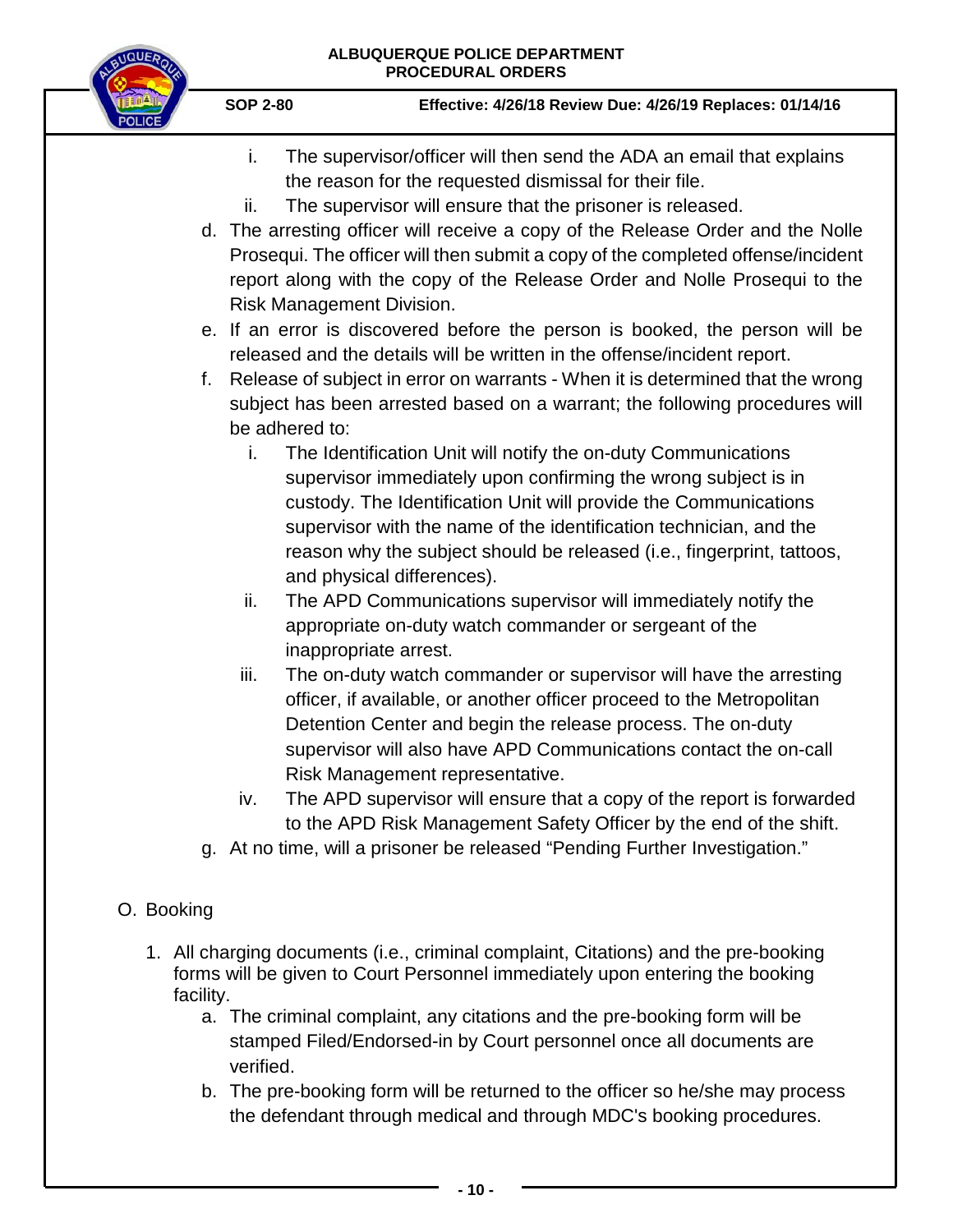i. The supervisor/officer will then send the ADA an email that explains the reason for the requested dismissal for their file.
ii. The supervisor will ensure that the prisoner is released.

d. The arresting officer will receive a copy of the Release Order and the Nolle Prosequi. The officer will then submit a copy of the completed offense/incident report along with the copy of the Release Order and Nolle Prosequi to the Risk Management Division.

e. If an error is discovered before the person is booked, the person will be released and the details will be written in the offense/incident report.

f. Release of subject in error on warrants - When it is determined that the wrong subject has been arrested based on a warrant; the following procedures will be adhered to:

   i. The Identification Unit will notify the on-duty Communications supervisor immediately upon confirming the wrong subject is in custody. The Identification Unit will provide the Communications supervisor with the name of the identification technician, and the reason why the subject should be released (i.e., fingerprint, tattoos, and physical differences).
   ii. The APD Communications supervisor will immediately notify the appropriate on-duty watch commander or sergeant of the inappropriate arrest.
   iii. The on-duty watch commander or supervisor will have the arresting officer, if available, or another officer proceed to the Metropolitan Detention Center and begin the release process. The on-duty supervisor will also have APD Communications contact the on-call Risk Management representative.
   iv. The APD supervisor will ensure that a copy of the report is forwarded to the APD Risk Management Safety Officer by the end of the shift.

g. At no time, will a prisoner be released "Pending Further Investigation."

O. Booking

1. All charging documents (i.e., criminal complaint, Citations) and the pre-booking forms will be given to Court Personnel immediately upon entering the booking facility.
   a. The criminal complaint, any citations and the pre-booking form will be stamped Filed/Endorsed-in by Court personnel once all documents are verified.
   b. The pre-booking form will be returned to the officer so he/she may process the defendant through medical and through MDC's booking procedures.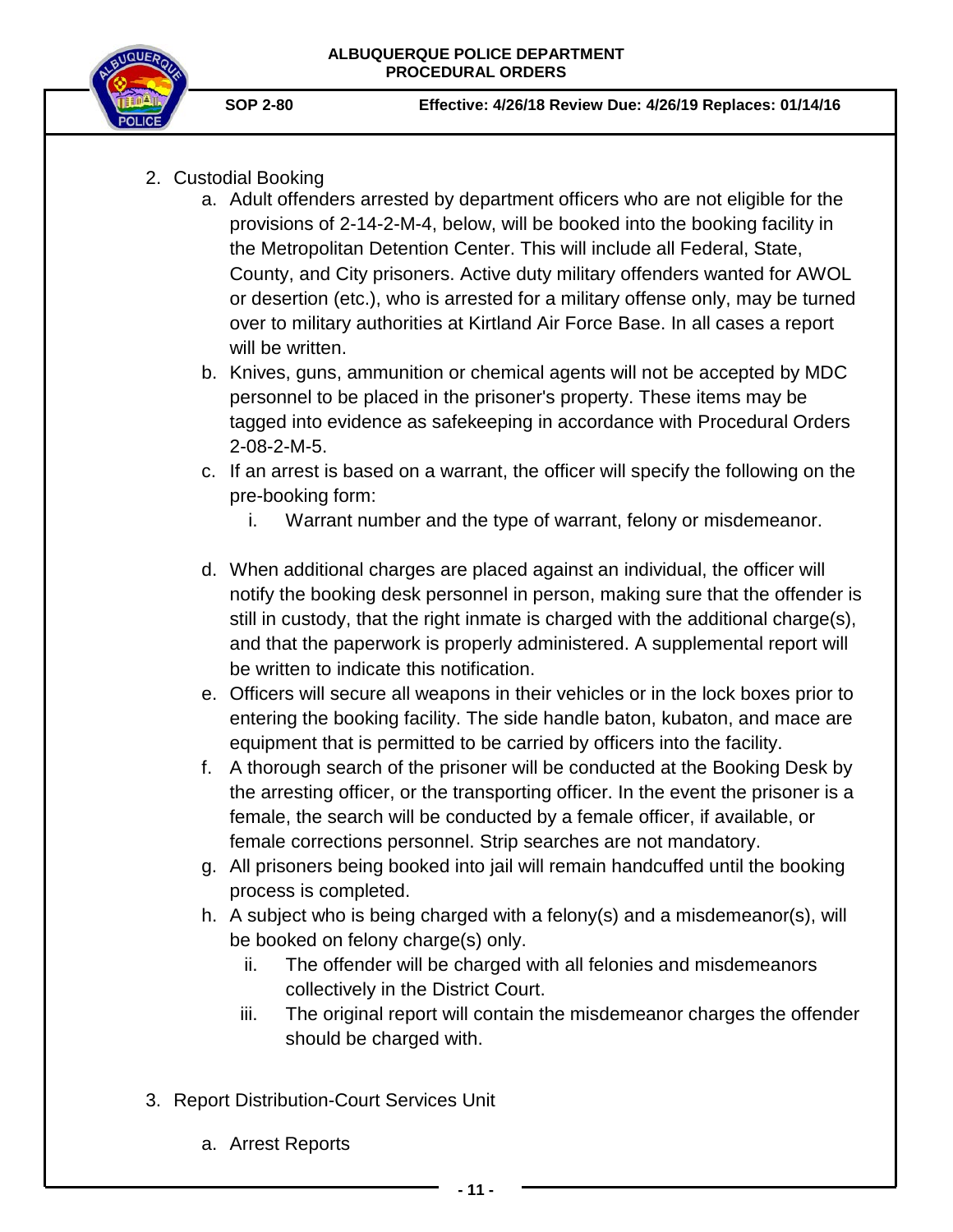2. Custodial Booking
    a. Adult offenders arrested by department officers who are not eligible for the provisions of 2-14-2-M-4, below, will be booked into the booking facility in the Metropolitan Detention Center. This will include all Federal, State, County, and City prisoners. Active duty military offenders wanted for AWOL or desertion (etc.), who is arrested for a military offense only, may be turned over to military authorities at Kirtland Air Force Base. In all cases a report will be written.
    b. Knives, guns, ammunition or chemical agents will not be accepted by MDC personnel to be placed in the prisoner's property. These items may be tagged into evidence as safekeeping in accordance with Procedural Orders 2-08-2-M-5.
    c. If an arrest is based on a warrant, the officer will specify the following on the pre-booking form:
        i. Warrant number and the type of warrant, felony or misdemeanor.
    d. When additional charges are placed against an individual, the officer will notify the booking desk personnel in person, making sure that the offender is still in custody, that the right inmate is charged with the additional charge(s), and that the paperwork is properly administered. A supplemental report will be written to indicate this notification.
    e. Officers will secure all weapons in their vehicles or in the lock boxes prior to entering the booking facility. The side handle baton, kubaton, and mace are equipment that is permitted to be carried by officers into the facility.
    f. A thorough search of the prisoner will be conducted at the Booking Desk by the arresting officer, or the transporting officer. In the event the prisoner is a female, the search will be conducted by a female officer, if available, or female corrections personnel. Strip searches are not mandatory.
    g. All prisoners being booked into jail will remain handcuffed until the booking process is completed.
    h. A subject who is being charged with a felony(s) and a misdemeanor(s), will be booked on felony charge(s) only.
        ii. The offender will be charged with all felonies and misdemeanors collectively in the District Court.
        iii. The original report will contain the misdemeanor charges the offender should be charged with.

3. Report Distribution-Court Services Unit
    a. Arrest Reports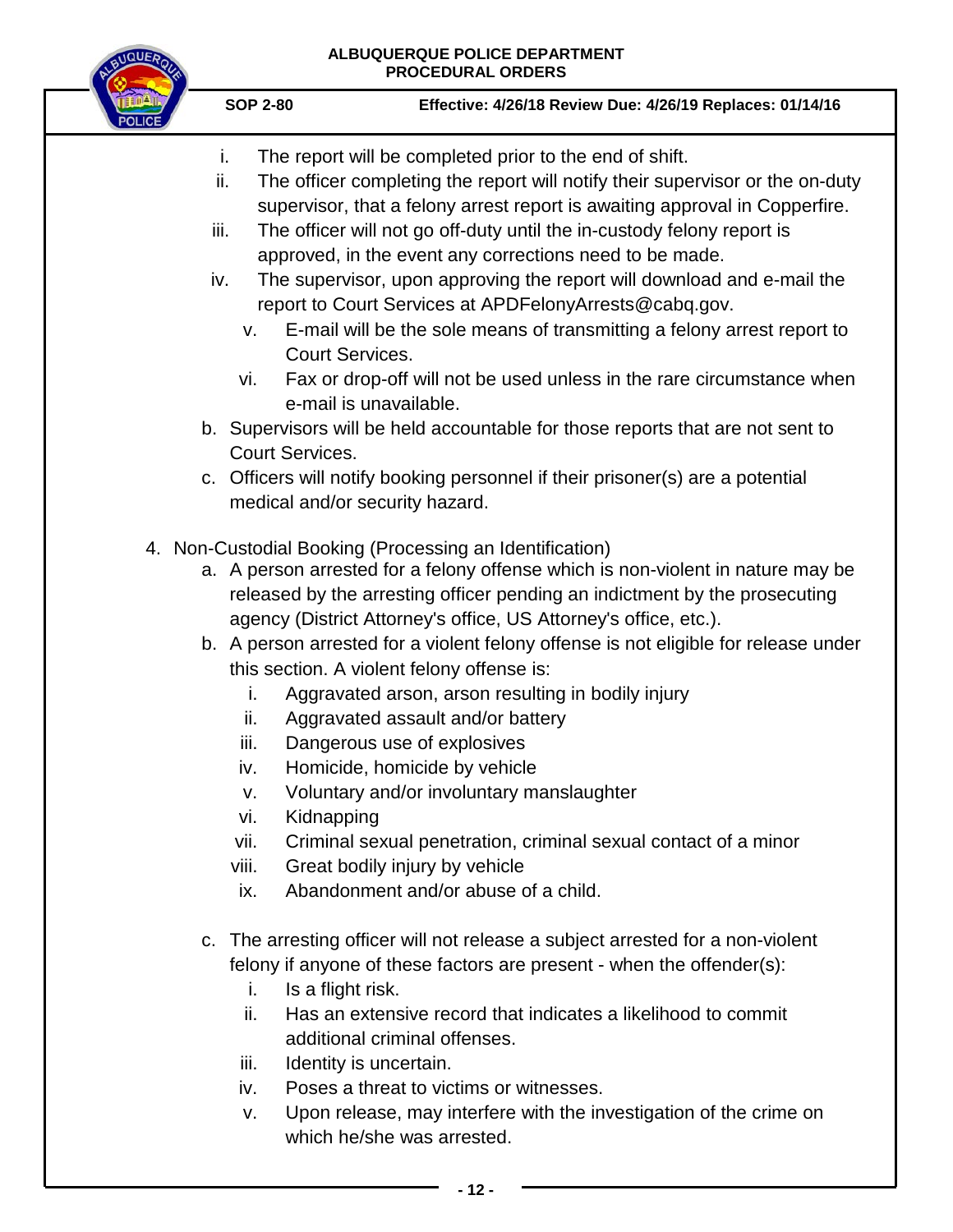- i. The report will be completed prior to the end of shift.
- ii. The officer completing the report will notify their supervisor or the on-duty supervisor, that a felony arrest report is awaiting approval in Copperfire.
- iii. The officer will not go off-duty until the in-custody felony report is approved, in the event any corrections need to be made.
- iv. The supervisor, upon approving the report will download and e-mail the report to Court Services at APDFelonyArrests@cabq.gov.
  - v. E-mail will be the sole means of transmitting a felony arrest report to Court Services.
  - vi. Fax or drop-off will not be used unless in the rare circumstance when e-mail is unavailable.

b. Supervisors will be held accountable for those reports that are not sent to Court Services.

c. Officers will notify booking personnel if their prisoner(s) are a potential medical and/or security hazard.

4. Non-Custodial Booking (Processing an Identification)

   a. A person arrested for a felony offense which is non-violent in nature may be released by the arresting officer pending an indictment by the prosecuting agency (District Attorney's office, US Attorney's office, etc.).

   b. A person arrested for a violent felony offense is not eligible for release under this section. A violent felony offense is:

      - i. Aggravated arson, arson resulting in bodily injury
      - ii. Aggravated assault and/or battery
      - iii. Dangerous use of explosives
      - iv. Homicide, homicide by vehicle
      - v. Voluntary and/or involuntary manslaughter
      - vi. Kidnapping
      - vii. Criminal sexual penetration, criminal sexual contact of a minor
      - viii. Great bodily injury by vehicle
      - ix. Abandonment and/or abuse of a child.

   c. The arresting officer will not release a subject arrested for a non-violent felony if anyone of these factors are present - when the offender(s):

      - i. Is a flight risk.
      - ii. Has an extensive record that indicates a likelihood to commit additional criminal offenses.
      - iii. Identity is uncertain.
      - iv. Poses a threat to victims or witnesses.
      - v. Upon release, may interfere with the investigation of the crime on which he/she was arrested.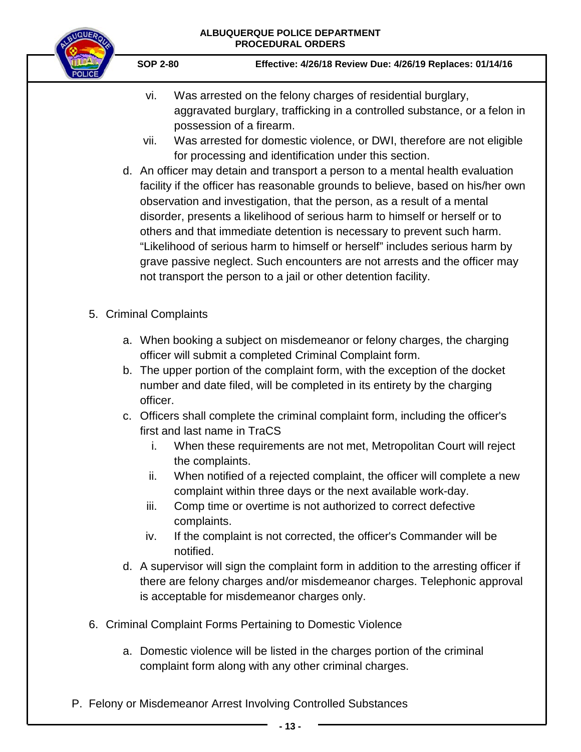vi. Was arrested on the felony charges of residential burglary, aggravated burglary, trafficking in a controlled substance, or a felon in possession of a firearm.

vii. Was arrested for domestic violence, or DWI, therefore are not eligible for processing and identification under this section.

d. An officer may detain and transport a person to a mental health evaluation facility if the officer has reasonable grounds to believe, based on his/her own observation and investigation, that the person, as a result of a mental disorder, presents a likelihood of serious harm to himself or herself or to others and that immediate detention is necessary to prevent such harm. "Likelihood of serious harm to himself or herself" includes serious harm by grave passive neglect. Such encounters are not arrests and the officer may not transport the person to a jail or other detention facility.

5. Criminal Complaints

   a. When booking a subject on misdemeanor or felony charges, the charging officer will submit a completed Criminal Complaint form.
   b. The upper portion of the complaint form, with the exception of the docket number and date filed, will be completed in its entirety by the charging officer.
   c. Officers shall complete the criminal complaint form, including the officer's first and last name in TraCS
      i. When these requirements are not met, Metropolitan Court will reject the complaints.
      ii. When notified of a rejected complaint, the officer will complete a new complaint within three days or the next available work-day.
      iii. Comp time or overtime is not authorized to correct defective complaints.
      iv. If the complaint is not corrected, the officer's Commander will be notified.
   d. A supervisor will sign the complaint form in addition to the arresting officer if there are felony charges and/or misdemeanor charges. Telephonic approval is acceptable for misdemeanor charges only.

6. Criminal Complaint Forms Pertaining to Domestic Violence

   a. Domestic violence will be listed in the charges portion of the criminal complaint form along with any other criminal charges.

P. Felony or Misdemeanor Arrest Involving Controlled Substances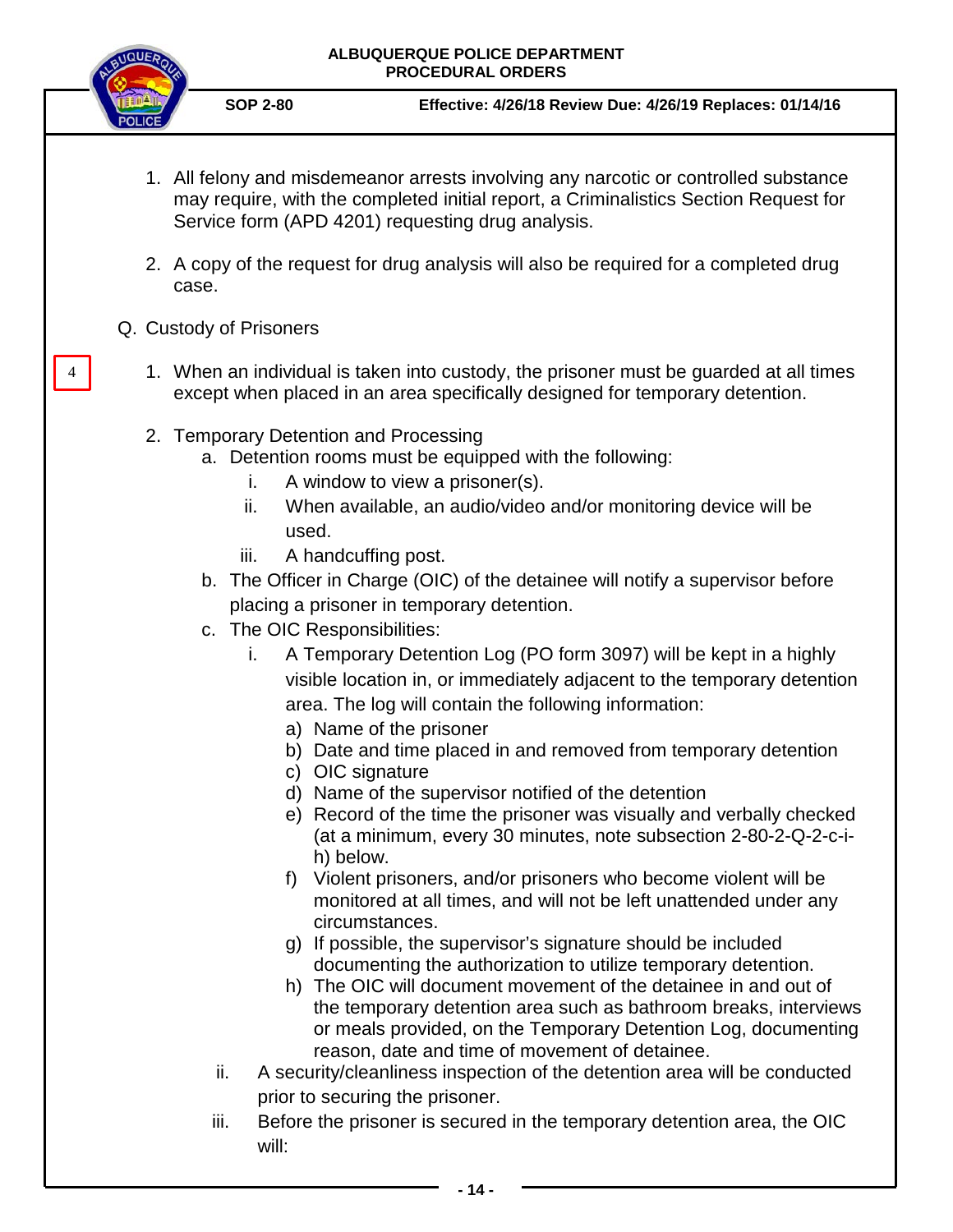1. All felony and misdemeanor arrests involving any narcotic or controlled substance may require, with the completed initial report, a Criminalistics Section Request for Service form (APD 4201) requesting drug analysis.

2. A copy of the request for drug analysis will also be required for a completed drug case.

Q. Custody of Prisoners

4

1. When an individual is taken into custody, the prisoner must be guarded at all times except when placed in an area specifically designed for temporary detention.

2. Temporary Detention and Processing
   a. Detention rooms must be equipped with the following:
      i. A window to view a prisoner(s).
      ii. When available, an audio/video and/or monitoring device will be used.
      iii. A handcuffing post.
   b. The Officer in Charge (OIC) of the detainee will notify a supervisor before placing a prisoner in temporary detention.
   c. The OIC Responsibilities:
      i. A Temporary Detention Log (PO form 3097) will be kept in a highly visible location in, or immediately adjacent to the temporary detention area. The log will contain the following information:
         a) Name of the prisoner
         b) Date and time placed in and removed from temporary detention
         c) OIC signature
         d) Name of the supervisor notified of the detention
         e) Record of the time the prisoner was visually and verbally checked (at a minimum, every 30 minutes, note subsection 2-80-2-Q-2-c-i-h) below.
         f) Violent prisoners, and/or prisoners who become violent will be monitored at all times, and will not be left unattended under any circumstances.
         g) If possible, the supervisor's signature should be included documenting the authorization to utilize temporary detention.
         h) The OIC will document movement of the detainee in and out of the temporary detention area such as bathroom breaks, interviews or meals provided, on the Temporary Detention Log, documenting reason, date and time of movement of detainee.
      ii. A security/cleanliness inspection of the detention area will be conducted prior to securing the prisoner.
      iii. Before the prisoner is secured in the temporary detention area, the OIC will: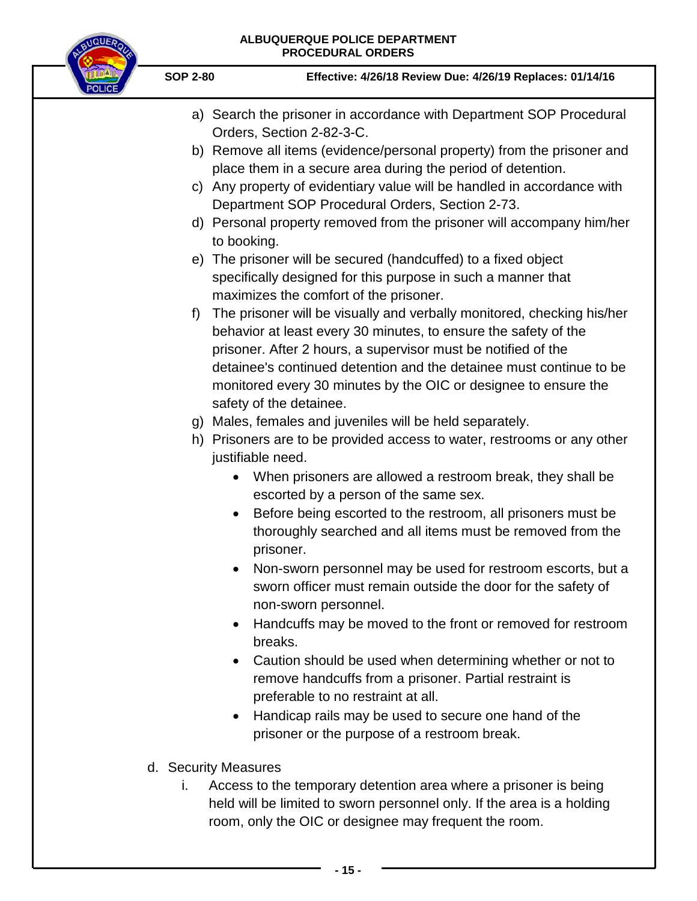a) Search the prisoner in accordance with Department SOP Procedural Orders, Section 2-82-3-C.
b) Remove all items (evidence/personal property) from the prisoner and place them in a secure area during the period of detention.
c) Any property of evidentiary value will be handled in accordance with Department SOP Procedural Orders, Section 2-73.
d) Personal property removed from the prisoner will accompany him/her to booking.
e) The prisoner will be secured (handcuffed) to a fixed object specifically designed for this purpose in such a manner that maximizes the comfort of the prisoner.
f) The prisoner will be visually and verbally monitored, checking his/her behavior at least every 30 minutes, to ensure the safety of the prisoner. After 2 hours, a supervisor must be notified of the detainee's continued detention and the detainee must continue to be monitored every 30 minutes by the OIC or designee to ensure the safety of the detainee.
g) Males, females and juveniles will be held separately.
h) Prisoners are to be provided access to water, restrooms or any other justifiable need.
    - When prisoners are allowed a restroom break, they shall be escorted by a person of the same sex.
    - Before being escorted to the restroom, all prisoners must be thoroughly searched and all items must be removed from the prisoner.
    - Non-sworn personnel may be used for restroom escorts, but a sworn officer must remain outside the door for the safety of non-sworn personnel.
    - Handcuffs may be moved to the front or removed for restroom breaks.
    - Caution should be used when determining whether or not to remove handcuffs from a prisoner. Partial restraint is preferable to no restraint at all.
    - Handicap rails may be used to secure one hand of the prisoner or the purpose of a restroom break.

d. Security Measures

   i. Access to the temporary detention area where a prisoner is being held will be limited to sworn personnel only. If the area is a holding room, only the OIC or designee may frequent the room.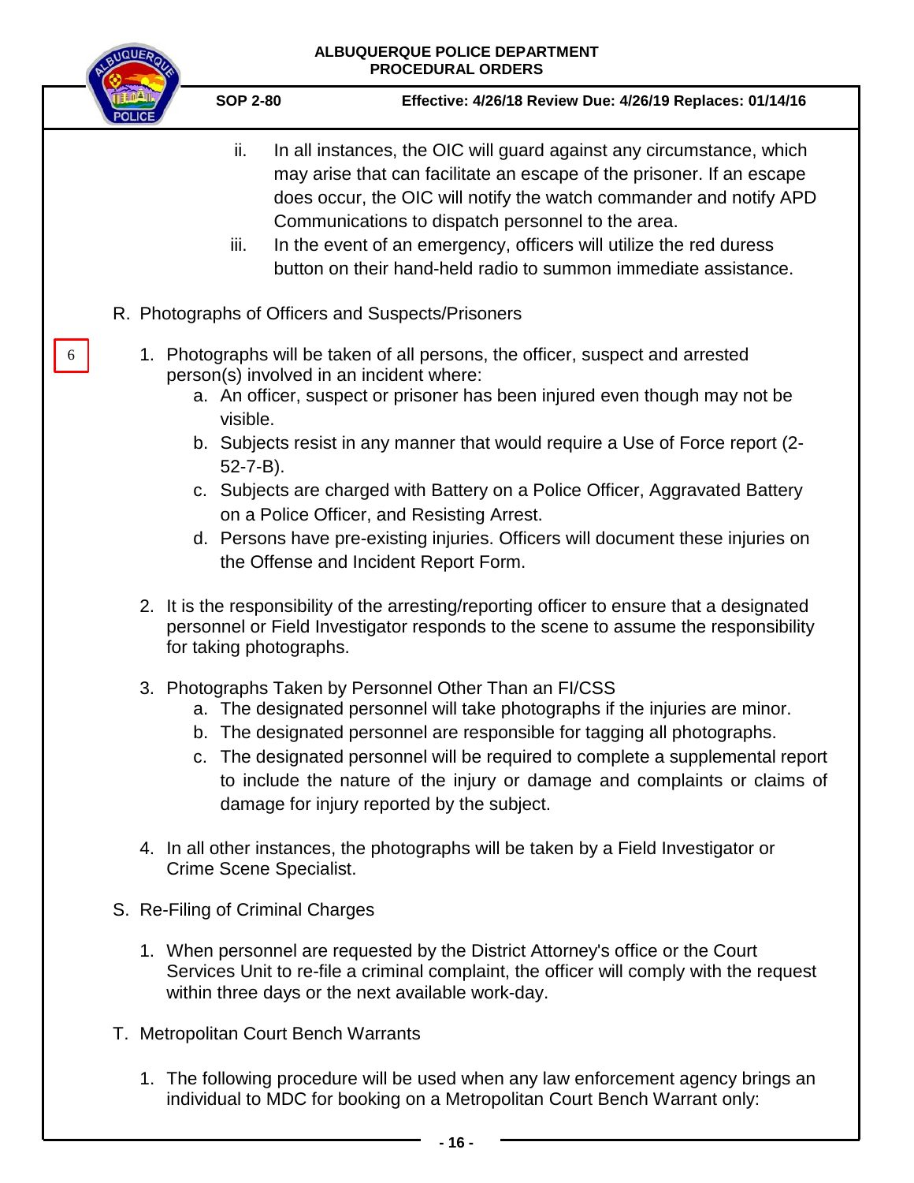ii. In all instances, the OIC will guard against any circumstance, which may arise that can facilitate an escape of the prisoner. If an escape does occur, the OIC will notify the watch commander and notify APD Communications to dispatch personnel to the area.

iii. In the event of an emergency, officers will utilize the red duress button on their hand-held radio to summon immediate assistance.

R. Photographs of Officers and Suspects/Prisoners

6

1. Photographs will be taken of all persons, the officer, suspect and arrested person(s) involved in an incident where:
   a. An officer, suspect or prisoner has been injured even though may not be visible.
   b. Subjects resist in any manner that would require a Use of Force report (2-52-7-B).
   c. Subjects are charged with Battery on a Police Officer, Aggravated Battery on a Police Officer, and Resisting Arrest.
   d. Persons have pre-existing injuries. Officers will document these injuries on the Offense and Incident Report Form.

2. It is the responsibility of the arresting/reporting officer to ensure that a designated personnel or Field Investigator responds to the scene to assume the responsibility for taking photographs.

3. Photographs Taken by Personnel Other Than an FI/CSS
   a. The designated personnel will take photographs if the injuries are minor.
   b. The designated personnel are responsible for tagging all photographs.
   c. The designated personnel will be required to complete a supplemental report to include the nature of the injury or damage and complaints or claims of damage for injury reported by the subject.

4. In all other instances, the photographs will be taken by a Field Investigator or Crime Scene Specialist.

S. Re-Filing of Criminal Charges

1. When personnel are requested by the District Attorney's office or the Court Services Unit to re-file a criminal complaint, the officer will comply with the request within three days or the next available work-day.

T. Metropolitan Court Bench Warrants

1. The following procedure will be used when any law enforcement agency brings an individual to MDC for booking on a Metropolitan Court Bench Warrant only: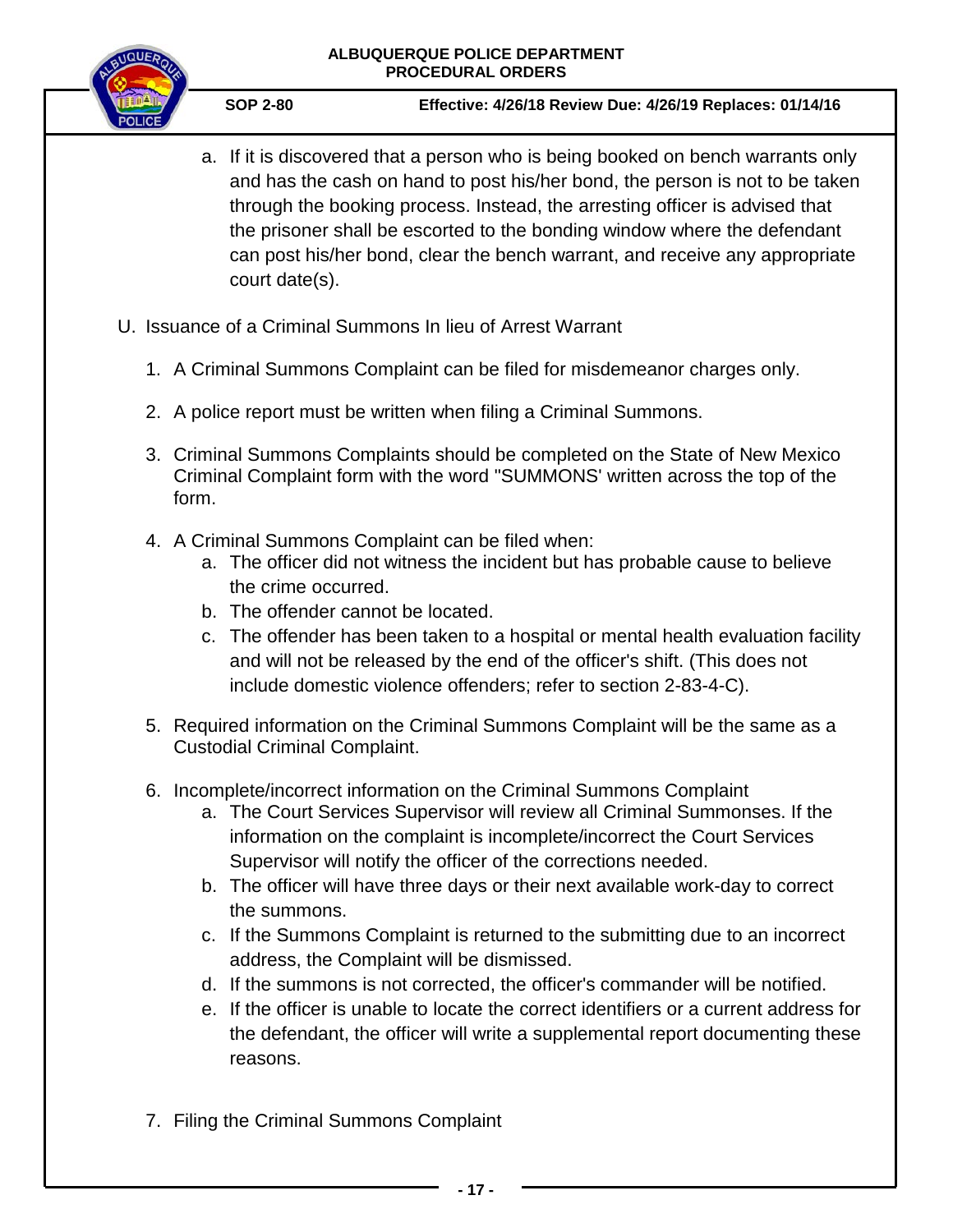a. If it is discovered that a person who is being booked on bench warrants only and has the cash on hand to post his/her bond, the person is not to be taken through the booking process. Instead, the arresting officer is advised that the prisoner shall be escorted to the bonding window where the defendant can post his/her bond, clear the bench warrant, and receive any appropriate court date(s).

U. Issuance of a Criminal Summons In lieu of Arrest Warrant

1. A Criminal Summons Complaint can be filed for misdemeanor charges only.

2. A police report must be written when filing a Criminal Summons.

3. Criminal Summons Complaints should be completed on the State of New Mexico Criminal Complaint form with the word "SUMMONS' written across the top of the form.

4. A Criminal Summons Complaint can be filed when:
   a. The officer did not witness the incident but has probable cause to believe the crime occurred.
   b. The offender cannot be located.
   c. The offender has been taken to a hospital or mental health evaluation facility and will not be released by the end of the officer's shift. (This does not include domestic violence offenders; refer to section 2-83-4-C).

5. Required information on the Criminal Summons Complaint will be the same as a Custodial Criminal Complaint.

6. Incomplete/incorrect information on the Criminal Summons Complaint
   a. The Court Services Supervisor will review all Criminal Summonses. If the information on the complaint is incomplete/incorrect the Court Services Supervisor will notify the officer of the corrections needed.
   b. The officer will have three days or their next available work-day to correct the summons.
   c. If the Summons Complaint is returned to the submitting due to an incorrect address, the Complaint will be dismissed.
   d. If the summons is not corrected, the officer's commander will be notified.
   e. If the officer is unable to locate the correct identifiers or a current address for the defendant, the officer will write a supplemental report documenting these reasons.

7. Filing the Criminal Summons Complaint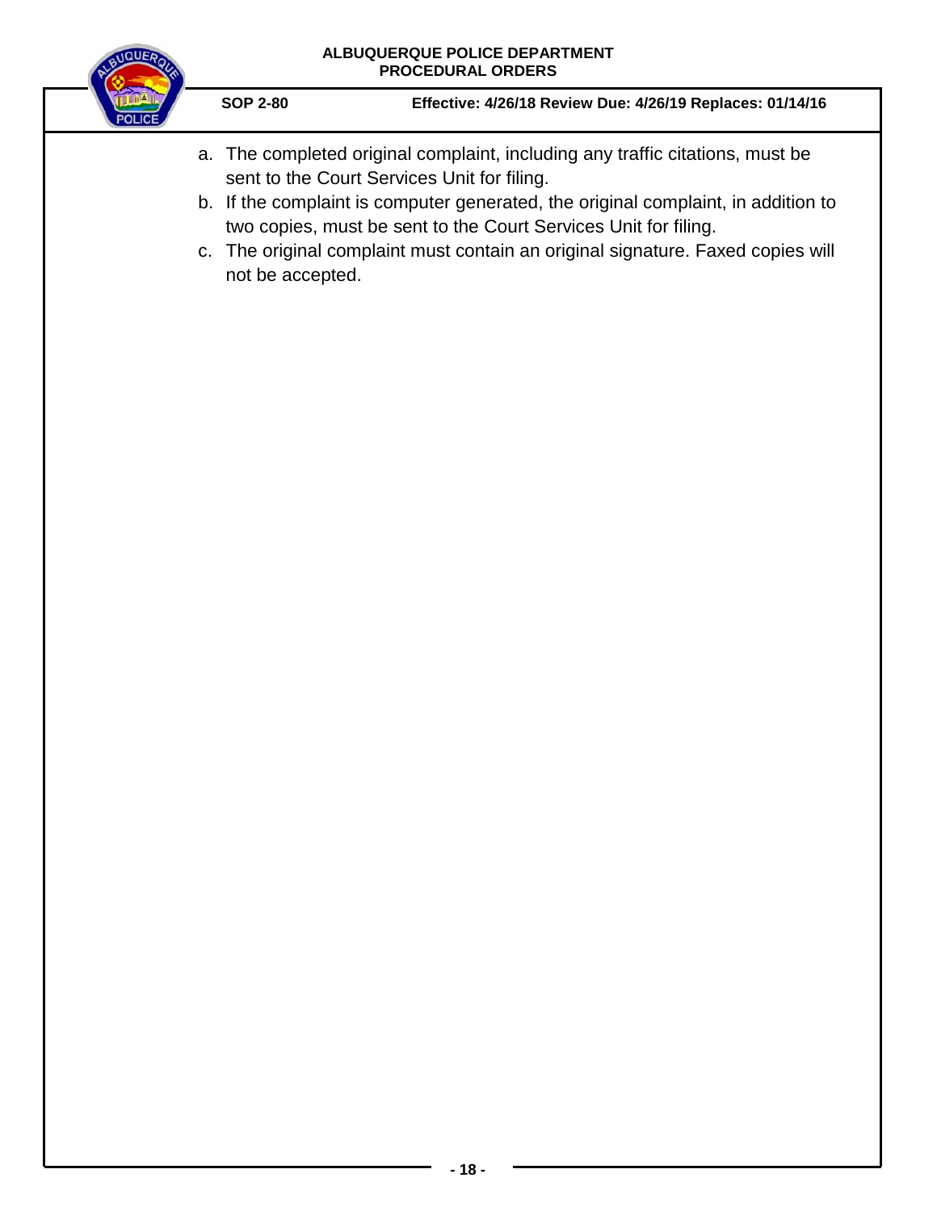a. The completed original complaint, including any traffic citations, must be sent to the Court Services Unit for filing.
b. If the complaint is computer generated, the original complaint, in addition to two copies, must be sent to the Court Services Unit for filing.
c. The original complaint must contain an original signature. Faxed copies will not be accepted.